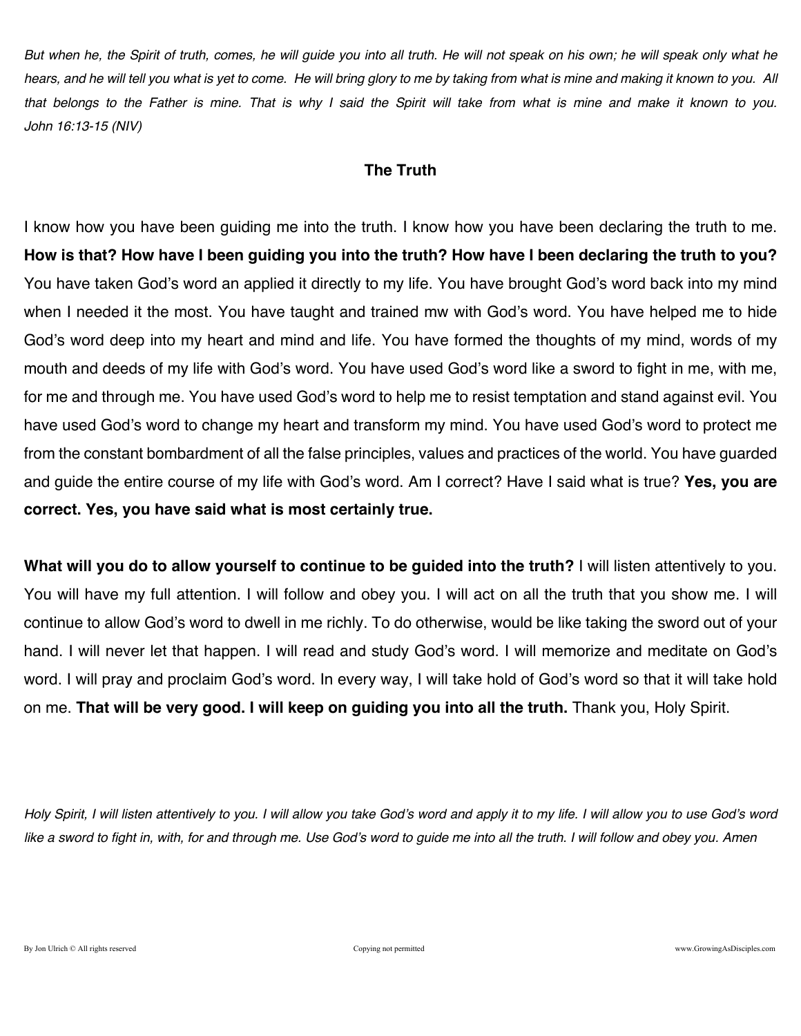*But when he, the Spirit of truth, comes, he will guide you into all truth. He will not speak on his own; he will speak only what he hears, and he will tell you what is yet to come. He will bring glory to me by taking from what is mine and making it known to you. All that belongs to the Father is mine. That is why I said the Spirit will take from what is mine and make it known to you. John 16:13-15 (NIV)*

## The Truth

I know how you have been guiding me into the truth. I know how you have been declaring the truth to me. **How is that? How have I been guiding you into the truth? How have I been declaring the truth to you?** You have taken God's word an applied it directly to my life. You have brought God's word back into my mind when I needed it the most. You have taught and trained mw with God's word. You have helped me to hide God's word deep into my heart and mind and life. You have formed the thoughts of my mind, words of my mouth and deeds of my life with God's word. You have used God's word like a sword to fight in me, with me, for me and through me. You have used God's word to help me to resist temptation and stand against evil. You have used God's word to change my heart and transform my mind. You have used God's word to protect me from the constant bombardment of all the false principles, values and practices of the world. You have guarded and guide the entire course of my life with God's word. Am I correct? Have I said what is true? **Yes, you are correct. Yes, you have said what is most certainly true.**

**What will you do to allow yourself to continue to be guided into the truth?** I will listen attentively to you. You will have my full attention. I will follow and obey you. I will act on all the truth that you show me. I will continue to allow God's word to dwell in me richly. To do otherwise, would be like taking the sword out of your hand. I will never let that happen. I will read and study God's word. I will memorize and meditate on God's word. I will pray and proclaim God's word. In every way, I will take hold of God's word so that it will take hold on me. **That will be very good. I will keep on guiding you into all the truth.** Thank you, Holy Spirit.

*Holy Spirit, I will listen attentively to you. I will allow you take God's word and apply it to my life. I will allow you to use God's word like a sword to fight in, with, for and through me. Use God's word to guide me into all the truth. I will follow and obey you. Amen*

By Jon Ulrich © All rights reserved Copying not permitted www.GrowingAsDisciples.com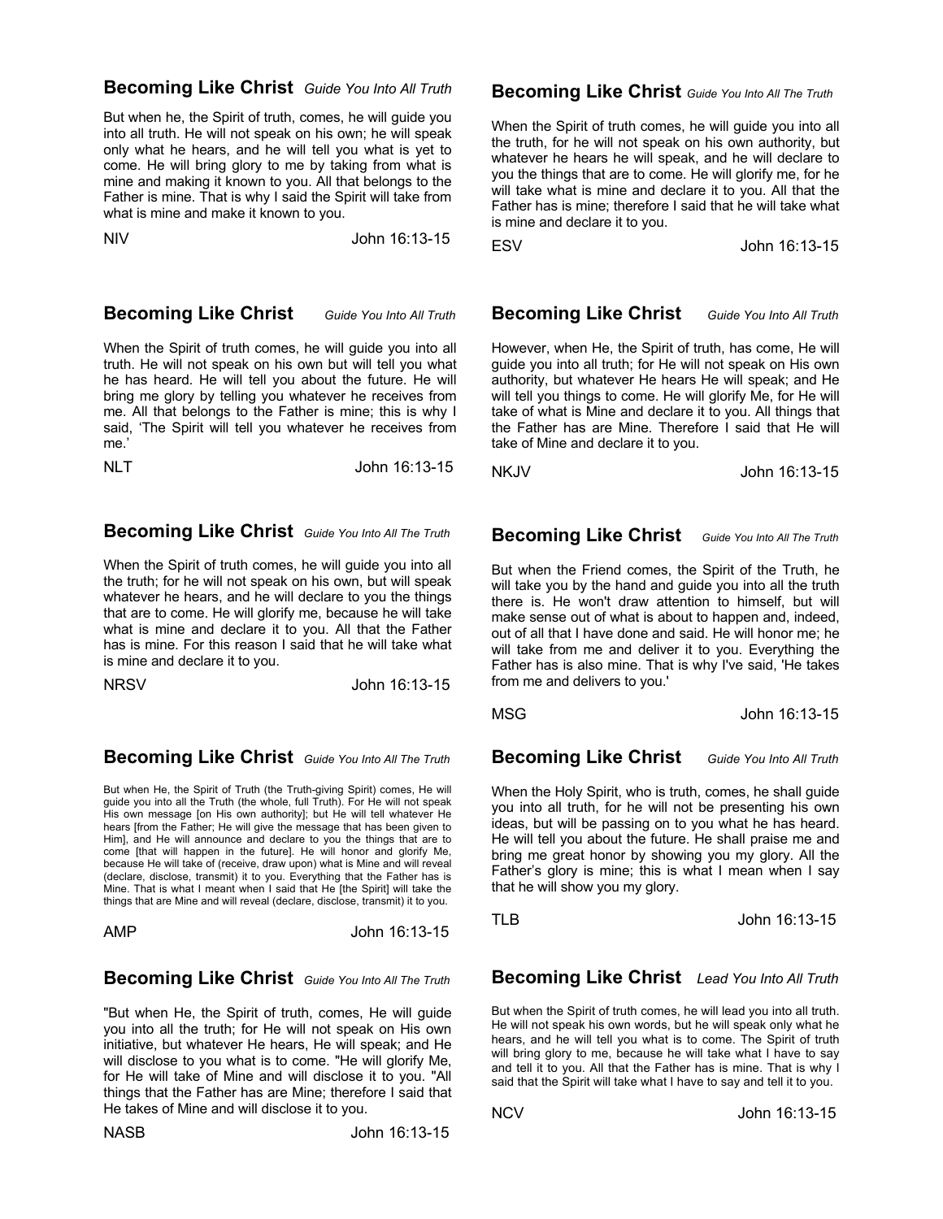## Becoming Like Christ *Guide You Into All Truth*

But when he, the Spirit of truth, comes, he will guide you into all truth. He will not speak on his own; he will speak only what he hears, and he will tell you what is yet to come. He will bring glory to me by taking from what is mine and making it known to you. All that belongs to the Father is mine. That is why I said the Spirit will take from what is mine and make it known to you.

NIV John 16:13-15

## Becoming Like Christ *Guide You Into All Truth*

When the Spirit of truth comes, he will guide you into all truth. He will not speak on his own but will tell you what he has heard. He will tell you about the future. He will bring me glory by telling you whatever he receives from me. All that belongs to the Father is mine; this is why I said, 'The Spirit will tell you whatever he receives from me.'

NLT John 16:13-15

## Becoming Like Christ *Guide You Into All The Truth*

When the Spirit of truth comes, he will guide you into all the truth; for he will not speak on his own, but will speak whatever he hears, and he will declare to you the things that are to come. He will glorify me, because he will take what is mine and declare it to you. All that the Father has is mine. For this reason I said that he will take what is mine and declare it to you.

NRSV John 16:13-15

## Becoming Like Christ *Guide You Into All The Truth*

But when He, the Spirit of Truth (the Truth-giving Spirit) comes, He will guide you into all the Truth (the whole, full Truth). For He will not speak His own message [on His own authority]; but He will tell whatever He hears [from the Father; He will give the message that has been given to Him], and He will announce and declare to you the things that are to come [that will happen in the future]. He will honor and glorify Me, because He will take of (receive, draw upon) what is Mine and will reveal (declare, disclose, transmit) it to you. Everything that the Father has is Mine. That is what I meant when I said that He [the Spirit] will take the things that are Mine and will reveal (declare, disclose, transmit) it to you.

AMP John 16:13-15

## Becoming Like Christ *Guide You Into All The Truth*

"But when He, the Spirit of truth, comes, He will guide you into all the truth; for He will not speak on His own initiative, but whatever He hears, He will speak; and He will disclose to you what is to come. "He will glorify Me, for He will take of Mine and will disclose it to you. "All things that the Father has are Mine; therefore I said that He takes of Mine and will disclose it to you.

NASB John 16:13-15

## Becoming Like Christ *Guide You Into All The Truth*

When the Spirit of truth comes, he will guide you into all the truth, for he will not speak on his own authority, but whatever he hears he will speak, and he will declare to you the things that are to come. He will glorify me, for he will take what is mine and declare it to you. All that the Father has is mine; therefore I said that he will take what is mine and declare it to you.

ESV John 16:13-15

## Becoming Like Christ *Guide You Into All Truth*

However, when He, the Spirit of truth, has come, He will guide you into all truth; for He will not speak on His own authority, but whatever He hears He will speak; and He will tell you things to come. He will glorify Me, for He will take of what is Mine and declare it to you. All things that the Father has are Mine. Therefore I said that He will take of Mine and declare it to you.

NKJV John 16:13-15

## Becoming Like Christ *Guide You Into All The Truth*

But when the Friend comes, the Spirit of the Truth, he will take you by the hand and guide you into all the truth there is. He won't draw attention to himself, but will make sense out of what is about to happen and, indeed, out of all that I have done and said. He will honor me; he will take from me and deliver it to you. Everything the Father has is also mine. That is why I've said, 'He takes from me and delivers to you.'

MSG John 16:13-15

## Becoming Like Christ *Guide You Into All Truth*

When the Holy Spirit, who is truth, comes, he shall guide you into all truth, for he will not be presenting his own ideas, but will be passing on to you what he has heard. He will tell you about the future. He shall praise me and bring me great honor by showing you my glory. All the Father's glory is mine; this is what I mean when I say that he will show you my glory.

TLB John 16:13-15

## Becoming Like Christ *Lead You Into All Truth*

But when the Spirit of truth comes, he will lead you into all truth. He will not speak his own words, but he will speak only what he hears, and he will tell you what is to come. The Spirit of truth will bring glory to me, because he will take what I have to say and tell it to you. All that the Father has is mine. That is why I said that the Spirit will take what I have to say and tell it to you.

NCV John 16:13-15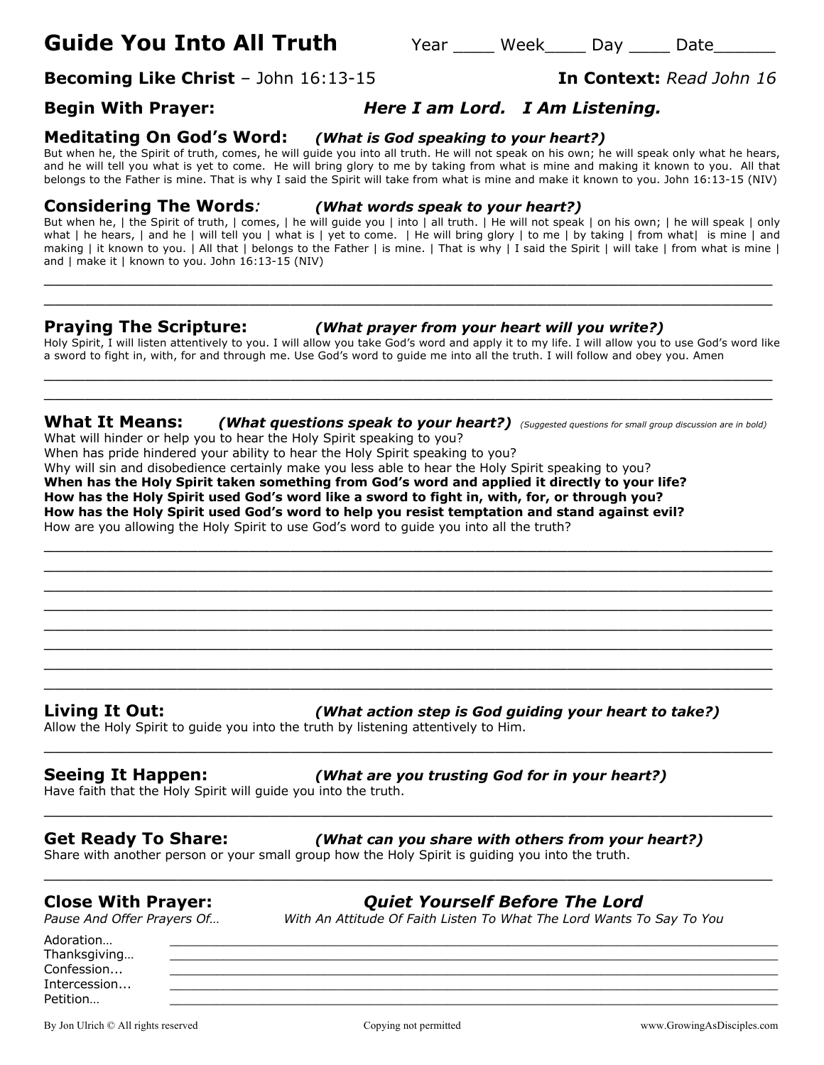# Guide You Into All Truth

Year ____ Week____ Day ____ Date______

**Becoming Like Christ** – John 16:13-15 **In Context:** *Read John 16*

**Begin With Prayer:** ***Here I am Lord. I Am Listening.***

## Meditating On God's Word: *(What is God speaking to your heart?)*

But when he, the Spirit of truth, comes, he will guide you into all truth. He will not speak on his own; he will speak only what he hears, and he will tell you what is yet to come. He will bring glory to me by taking from what is mine and making it known to you. All that belongs to the Father is mine. That is why I said the Spirit will take from what is mine and make it known to you. John 16:13-15 (NIV)

## Considering The Words*:* *(What words speak to your heart?)*

But when he, | the Spirit of truth, | comes, | he will guide you | into | all truth. | He will not speak | on his own; | he will speak | only what | he hears, | and he | will tell you | what is | yet to come. | He will bring glory | to me | by taking | from what| is mine | and making | it known to you. | All that | belongs to the Father | is mine. | That is why | I said the Spirit | will take | from what is mine | and | make it | known to you. John 16:13-15 (NIV)

______________________________________________________________________

______________________________________________________________________

## Praying The Scripture: *(What prayer from your heart will you write?)*

Holy Spirit, I will listen attentively to you. I will allow you take God's word and apply it to my life. I will allow you to use God's word like a sword to fight in, with, for and through me. Use God's word to guide me into all the truth. I will follow and obey you. Amen

______________________________________________________________________

______________________________________________________________________

## What It Means: *(What questions speak to your heart?)* *(Suggested questions for small group discussion are in bold)*

What will hinder or help you to hear the Holy Spirit speaking to you?
When has pride hindered your ability to hear the Holy Spirit speaking to you?
Why will sin and disobedience certainly make you less able to hear the Holy Spirit speaking to you?
**When has the Holy Spirit taken something from God's word and applied it directly to your life?**
**How has the Holy Spirit used God's word like a sword to fight in, with, for, or through you?**
**How has the Holy Spirit used God's word to help you resist temptation and stand against evil?**
How are you allowing the Holy Spirit to use God's word to guide you into all the truth?

______________________________________________________________________

______________________________________________________________________

______________________________________________________________________

______________________________________________________________________

______________________________________________________________________

______________________________________________________________________

______________________________________________________________________

______________________________________________________________________

## Living It Out: *(What action step is God guiding your heart to take?)*

Allow the Holy Spirit to guide you into the truth by listening attentively to Him.

______________________________________________________________________

## Seeing It Happen: *(What are you trusting God for in your heart?)*

Have faith that the Holy Spirit will guide you into the truth.

______________________________________________________________________

## Get Ready To Share: *(What can you share with others from your heart?)*

Share with another person or your small group how the Holy Spirit is guiding you into the truth.

______________________________________________________________________

## Close With Prayer: ***Quiet Yourself Before The Lord***

*Pause And Offer Prayers Of…* *With An Attitude Of Faith Listen To What The Lord Wants To Say To You*

Adoration… ______________________________________________________

Thanksgiving… ______________________________________________________

Confession... ______________________________________________________

Intercession... ______________________________________________________

Petition… ______________________________________________________

By Jon Ulrich © All rights reserved Copying not permitted www.GrowingAsDisciples.com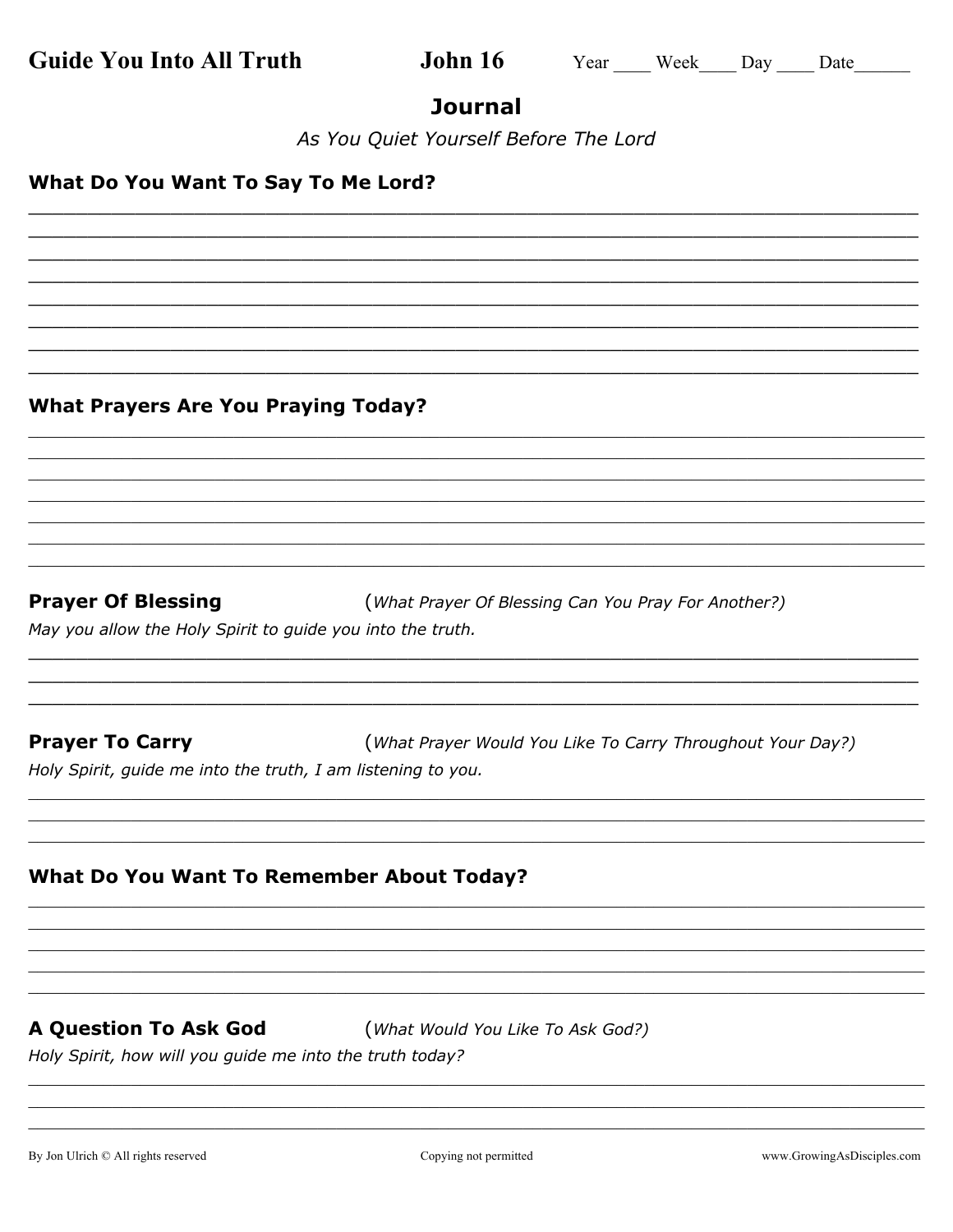# Guide You Into All Truth — John 16

Year ____ Week____ Day ____ Date______

## Journal

*As You Quiet Yourself Before The Lord*

### What Do You Want To Say To Me Lord?

________________________________________________________________________________
________________________________________________________________________________
________________________________________________________________________________
________________________________________________________________________________
________________________________________________________________________________
________________________________________________________________________________
________________________________________________________________________________
________________________________________________________________________________

### What Prayers Are You Praying Today?

________________________________________________________________________________
________________________________________________________________________________
________________________________________________________________________________
________________________________________________________________________________
________________________________________________________________________________
________________________________________________________________________________
________________________________________________________________________________

### Prayer Of Blessing

(*What Prayer Of Blessing Can You Pray For Another?*)

*May you allow the Holy Spirit to guide you into the truth.*

________________________________________________________________________________
________________________________________________________________________________
________________________________________________________________________________

### Prayer To Carry

(*What Prayer Would You Like To Carry Throughout Your Day?*)

*Holy Spirit, guide me into the truth, I am listening to you.*

________________________________________________________________________________
________________________________________________________________________________
________________________________________________________________________________

### What Do You Want To Remember About Today?

________________________________________________________________________________
________________________________________________________________________________
________________________________________________________________________________
________________________________________________________________________________
________________________________________________________________________________

### A Question To Ask God

(*What Would You Like To Ask God?*)

*Holy Spirit, how will you guide me into the truth today?*

________________________________________________________________________________
________________________________________________________________________________
________________________________________________________________________________

By Jon Ulrich © All rights reserved — Copying not permitted — www.GrowingAsDisciples.com